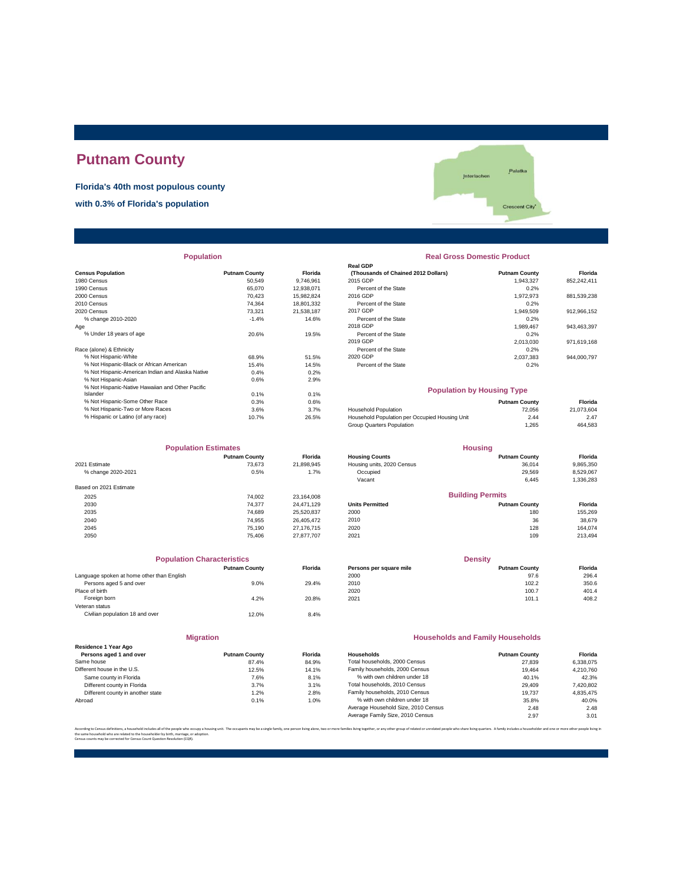# Putnam County

**Florida's 40th most populous county**

**with 0.3% of Florida's population**

## Population

| Census Population | Putnam County | Florida |
|---|---|---|
| 1980 Census | 50,549 | 9,746,961 |
| 1990 Census | 65,070 | 12,938,071 |
| 2000 Census | 70,423 | 15,982,824 |
| 2010 Census | 74,364 | 18,801,332 |
| 2020 Census | 73,321 | 21,538,187 |
| % change 2010-2020 | -1.4% | 14.6% |
| Age | | |
| % Under 18 years of age | 20.6% | 19.5% |
| Race (alone) & Ethnicity | | |
| % Not Hispanic-White | 68.9% | 51.5% |
| % Not Hispanic-Black or African American | 15.4% | 14.5% |
| % Not Hispanic-American Indian and Alaska Native | 0.4% | 0.2% |
| % Not Hispanic-Asian | 0.6% | 2.9% |
| % Not Hispanic-Native Hawaiian and Other Pacific Islander | 0.1% | 0.1% |
| % Not Hispanic-Some Other Race | 0.3% | 0.6% |
| % Not Hispanic-Two or More Races | 3.6% | 3.7% |
| % Hispanic or Latino (of any race) | 10.7% | 26.5% |

## Real Gross Domestic Product

| Real GDP (Thousands of Chained 2012 Dollars) | Putnam County | Florida |
|---|---|---|
| 2015 GDP | 1,943,327 | 852,242,411 |
| Percent of the State | 0.2% | |
| 2016 GDP | 1,972,973 | 881,539,238 |
| Percent of the State | 0.2% | |
| 2017 GDP | 1,949,509 | 912,966,152 |
| Percent of the State | 0.2% | |
| 2018 GDP | 1,989,467 | 943,463,397 |
| Percent of the State | 0.2% | |
| 2019 GDP | 2,013,030 | 971,619,168 |
| Percent of the State | 0.2% | |
| 2020 GDP | 2,037,383 | 944,000,797 |
| Percent of the State | 0.2% | |

## Population by Housing Type

| | Putnam County | Florida |
|---|---|---|
| Household Population | 72,056 | 21,073,604 |
| Household Population per Occupied Housing Unit | 2.44 | 2.47 |
| Group Quarters Population | 1,265 | 464,583 |

## Population Estimates

| | Putnam County | Florida |
|---|---|---|
| 2021 Estimate | 73,673 | 21,898,945 |
| % change 2020-2021 | 0.5% | 1.7% |
| Based on 2021 Estimate | | |
| 2025 | 74,002 | 23,164,008 |
| 2030 | 74,377 | 24,471,129 |
| 2035 | 74,689 | 25,520,837 |
| 2040 | 74,955 | 26,405,472 |
| 2045 | 75,190 | 27,176,715 |
| 2050 | 75,406 | 27,877,707 |

## Housing

| Housing Counts | Putnam County | Florida |
|---|---|---|
| Housing units, 2020 Census | 36,014 | 9,865,350 |
| Occupied | 29,569 | 8,529,067 |
| Vacant | 6,445 | 1,336,283 |

## Building Permits

| Units Permitted | Putnam County | Florida |
|---|---|---|
| 2000 | 180 | 155,269 |
| 2010 | 36 | 38,679 |
| 2020 | 128 | 164,074 |
| 2021 | 109 | 213,494 |

## Population Characteristics

| | Putnam County | Florida |
|---|---|---|
| Language spoken at home other than English | | |
| Persons aged 5 and over | 9.0% | 29.4% |
| Place of birth | | |
| Foreign born | 4.2% | 20.8% |
| Veteran status | | |
| Civilian population 18 and over | 12.0% | 8.4% |

## Density

| Persons per square mile | Putnam County | Florida |
|---|---|---|
| 2000 | 97.6 | 296.4 |
| 2010 | 102.2 | 350.6 |
| 2020 | 100.7 | 401.4 |
| 2021 | 101.1 | 408.2 |

## Migration

| Residence 1 Year Ago Persons aged 1 and over | Putnam County | Florida |
|---|---|---|
| Same house | 87.4% | 84.9% |
| Different house in the U.S. | 12.5% | 14.1% |
| Same county in Florida | 7.6% | 8.1% |
| Different county in Florida | 3.7% | 3.1% |
| Different county in another state | 1.2% | 2.8% |
| Abroad | 0.1% | 1.0% |

## Households and Family Households

| Households | Putnam County | Florida |
|---|---|---|
| Total households, 2000 Census | 27,839 | 6,338,075 |
| Family households, 2000 Census | 19,464 | 4,210,760 |
| % with own children under 18 | 40.1% | 42.3% |
| Total households, 2010 Census | 29,409 | 7,420,802 |
| Family households, 2010 Census | 19,737 | 4,835,475 |
| % with own children under 18 | 35.8% | 40.0% |
| Average Household Size, 2010 Census | 2.48 | 2.48 |
| Average Family Size, 2010 Census | 2.97 | 3.01 |

According to Census definitions, a household includes all of the people who occupy a housing unit. The occupants may be a single family, one person living alone, two or more families living together, or any other group of related or unrelated people who share living quarters. A family includes a householder and one or more other people living in the same household who are related to the householder by birth, marriage, or adoption.
Census counts may be corrected for Census Count Question Resolution (CQR).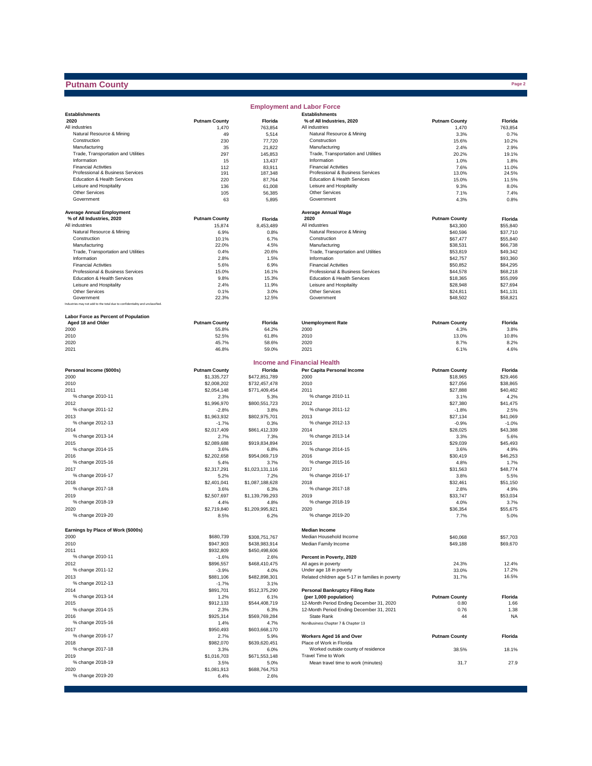# Putnam County

## Employment and Labor Force

| Establishments 2020 | Putnam County | Florida |
|---|---|---|
| All industries | 1,470 | 763,854 |
| Natural Resource & Mining | 49 | 5,514 |
| Construction | 230 | 77,720 |
| Manufacturing | 35 | 21,822 |
| Trade, Transportation and Utilities | 297 | 145,853 |
| Information | 15 | 13,437 |
| Financial Activities | 112 | 83,911 |
| Professional & Business Services | 191 | 187,348 |
| Education & Health Services | 220 | 87,764 |
| Leisure and Hospitality | 136 | 61,008 |
| Other Services | 105 | 56,385 |
| Government | 63 | 5,895 |

| Establishments % of All Industries, 2020 | Putnam County | Florida |
|---|---|---|
| All industries | 1,470 | 763,854 |
| Natural Resource & Mining | 3.3% | 0.7% |
| Construction | 15.6% | 10.2% |
| Manufacturing | 2.4% | 2.9% |
| Trade, Transportation and Utilities | 20.2% | 19.1% |
| Information | 1.0% | 1.8% |
| Financial Activities | 7.6% | 11.0% |
| Professional & Business Services | 13.0% | 24.5% |
| Education & Health Services | 15.0% | 11.5% |
| Leisure and Hospitality | 9.3% | 8.0% |
| Other Services | 7.1% | 7.4% |
| Government | 4.3% | 0.8% |

| Average Annual Employment % of All Industries, 2020 | Putnam County | Florida |
|---|---|---|
| All industries | 15,874 | 8,453,489 |
| Natural Resource & Mining | 6.9% | 0.8% |
| Construction | 10.1% | 6.7% |
| Manufacturing | 22.0% | 4.5% |
| Trade, Transportation and Utilities | 0.4% | 20.6% |
| Information | 2.8% | 1.5% |
| Financial Activities | 5.6% | 6.9% |
| Professional & Business Services | 15.0% | 16.1% |
| Education & Health Services | 9.8% | 15.3% |
| Leisure and Hospitality | 2.4% | 11.9% |
| Other Services | 0.1% | 3.0% |
| Government | 22.3% | 12.5% |

Industries may not add to the total due to confidentiality and unclassified.

| Average Annual Wage 2020 | Putnam County | Florida |
|---|---|---|
| All industries | $43,300 | $55,840 |
| Natural Resource & Mining | $40,596 | $37,710 |
| Construction | $67,477 | $55,840 |
| Manufacturing | $38,531 | $66,738 |
| Trade, Transportation and Utilities | $53,819 | $49,342 |
| Information | $42,757 | $93,360 |
| Financial Activities | $50,852 | $84,295 |
| Professional & Business Services | $44,578 | $68,218 |
| Education & Health Services | $18,365 | $55,099 |
| Leisure and Hospitality | $28,948 | $27,694 |
| Other Services | $24,811 | $41,131 |
| Government | $48,502 | $58,821 |

| Labor Force as Percent of Population Aged 18 and Older | Putnam County | Florida |
|---|---|---|
| 2000 | 55.8% | 64.2% |
| 2010 | 52.5% | 61.8% |
| 2020 | 45.7% | 58.6% |
| 2021 | 46.8% | 59.0% |

| Unemployment Rate | Putnam County | Florida |
|---|---|---|
| 2000 | 4.3% | 3.8% |
| 2010 | 13.0% | 10.8% |
| 2020 | 8.7% | 8.2% |
| 2021 | 6.1% | 4.6% |

## Income and Financial Health

| Personal Income ($000s) | Putnam County | Florida |
|---|---|---|
| 2000 | $1,335,727 | $472,851,789 |
| 2010 | $2,008,202 | $732,457,478 |
| 2011 | $2,054,148 | $771,409,454 |
| % change 2010-11 | 2.3% | 5.3% |
| 2012 | $1,996,970 | $800,551,723 |
| % change 2011-12 | -2.8% | 3.8% |
| 2013 | $1,963,932 | $802,975,701 |
| % change 2012-13 | -1.7% | 0.3% |
| 2014 | $2,017,409 | $861,412,339 |
| % change 2013-14 | 2.7% | 7.3% |
| 2015 | $2,089,688 | $919,834,894 |
| % change 2014-15 | 3.6% | 6.8% |
| 2016 | $2,202,658 | $954,069,719 |
| % change 2015-16 | 5.4% | 3.7% |
| 2017 | $2,317,291 | $1,023,131,116 |
| % change 2016-17 | 5.2% | 7.2% |
| 2018 | $2,401,041 | $1,087,188,628 |
| % change 2017-18 | 3.6% | 6.3% |
| 2019 | $2,507,697 | $1,139,799,293 |
| % change 2018-19 | 4.4% | 4.8% |
| 2020 | $2,719,840 | $1,209,995,921 |
| % change 2019-20 | 8.5% | 6.2% |

| Per Capita Personal Income | Putnam County | Florida |
|---|---|---|
| 2000 | $18,965 | $29,466 |
| 2010 | $27,056 | $38,865 |
| 2011 | $27,888 | $40,482 |
| % change 2010-11 | 3.1% | 4.2% |
| 2012 | $27,380 | $41,475 |
| % change 2011-12 | -1.8% | 2.5% |
| 2013 | $27,134 | $41,069 |
| % change 2012-13 | -0.9% | -1.0% |
| 2014 | $28,025 | $43,388 |
| % change 2013-14 | 3.3% | 5.6% |
| 2015 | $29,039 | $45,493 |
| % change 2014-15 | 3.6% | 4.9% |
| 2016 | $30,419 | $46,253 |
| % change 2015-16 | 4.8% | 1.7% |
| 2017 | $31,563 | $48,774 |
| % change 2016-17 | 3.8% | 5.5% |
| 2018 | $32,461 | $51,150 |
| % change 2017-18 | 2.8% | 4.9% |
| 2019 | $33,747 | $53,034 |
| % change 2018-19 | 4.0% | 3.7% |
| 2020 | $36,354 | $55,675 |
| % change 2019-20 | 7.7% | 5.0% |

| Earnings by Place of Work ($000s) | Putnam County | Florida |
|---|---|---|
| 2000 | $680,739 | $308,751,767 |
| 2010 | $947,903 | $438,983,914 |
| 2011 | $932,809 | $450,498,606 |
| % change 2010-11 | -1.6% | 2.6% |
| 2012 | $896,557 | $468,410,475 |
| % change 2011-12 | -3.9% | 4.0% |
| 2013 | $881,106 | $482,898,301 |
| % change 2012-13 | -1.7% | 3.1% |
| 2014 | $891,701 | $512,375,290 |
| % change 2013-14 | 1.2% | 6.1% |
| 2015 | $912,133 | $544,408,719 |
| % change 2014-15 | 2.3% | 6.3% |
| 2016 | $925,314 | $569,769,284 |
| % change 2015-16 | 1.4% | 4.7% |
| 2017 | $950,493 | $603,668,170 |
| % change 2016-17 | 2.7% | 5.9% |
| 2018 | $982,070 | $639,620,451 |
| % change 2017-18 | 3.3% | 6.0% |
| 2019 | $1,016,703 | $671,553,148 |
| % change 2018-19 | 3.5% | 5.0% |
| 2020 | $1,081,913 | $688,764,753 |
| % change 2019-20 | 6.4% | 2.6% |

| Median Income | Putnam County | Florida |
|---|---|---|
| Median Household Income | $40,068 | $57,703 |
| Median Family Income | $49,188 | $69,670 |

| Percent in Poverty, 2020 | Putnam County | Florida |
|---|---|---|
| All ages in poverty | 24.3% | 12.4% |
| Under age 18 in poverty | 33.0% | 17.2% |
| Related children age 5-17 in families in poverty | 31.7% | 16.5% |

| Personal Bankruptcy Filing Rate (per 1,000 population) | Putnam County | Florida |
|---|---|---|
| 12-Month Period Ending December 31, 2020 | 0.80 | 1.66 |
| 12-Month Period Ending December 31, 2021 | 0.76 | 1.38 |
| State Rank | 44 | NA |

NonBusiness Chapter 7 & Chapter 13

| Workers Aged 16 and Over | Putnam County | Florida |
|---|---|---|
| Place of Work in Florida | | |
| Worked outside county of residence | 38.5% | 18.1% |
| Travel Time to Work | | |
| Mean travel time to work (minutes) | 31.7 | 27.9 |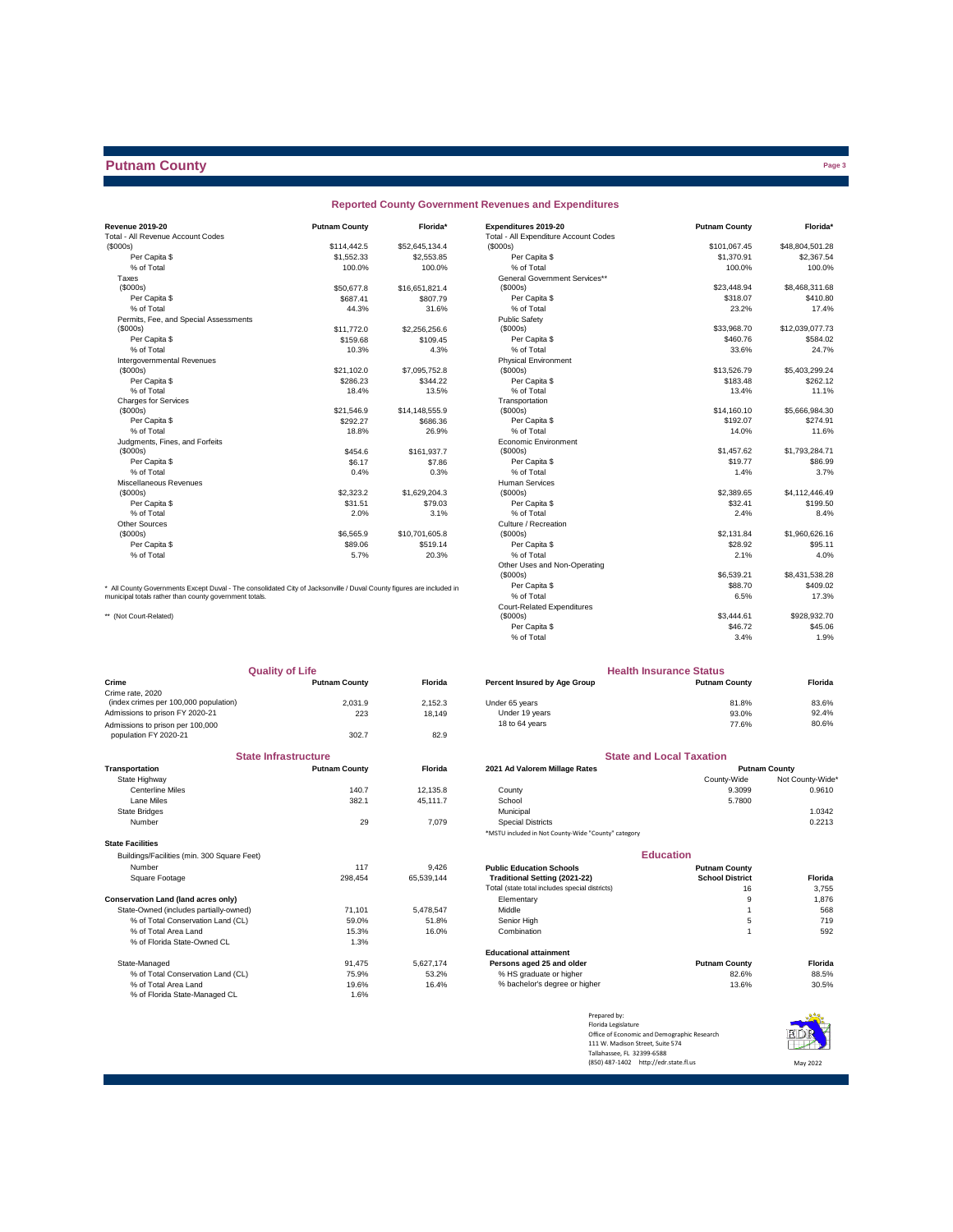# Putnam County

## Reported County Government Revenues and Expenditures

| Revenue 2019-20 | Putnam County | Florida* |
|---|---|---|
| Total - All Revenue Account Codes | | |
| ($000s) | $114,442.5 | $52,645,134.4 |
| Per Capita $ | $1,552.33 | $2,553.85 |
| % of Total | 100.0% | 100.0% |
| Taxes | | |
| ($000s) | $50,677.8 | $16,651,821.4 |
| Per Capita $ | $687.41 | $807.79 |
| % of Total | 44.3% | 31.6% |
| Permits, Fee, and Special Assessments | | |
| ($000s) | $11,772.0 | $2,256,256.6 |
| Per Capita $ | $159.68 | $109.45 |
| % of Total | 10.3% | 4.3% |
| Intergovernmental Revenues | | |
| ($000s) | $21,102.0 | $7,095,752.8 |
| Per Capita $ | $286.23 | $344.22 |
| % of Total | 18.4% | 13.5% |
| Charges for Services | | |
| ($000s) | $21,546.9 | $14,148,555.9 |
| Per Capita $ | $292.27 | $686.36 |
| % of Total | 18.8% | 26.9% |
| Judgments, Fines, and Forfeits | | |
| ($000s) | $454.6 | $161,937.7 |
| Per Capita $ | $6.17 | $7.86 |
| % of Total | 0.4% | 0.3% |
| Miscellaneous Revenues | | |
| ($000s) | $2,323.2 | $1,629,204.3 |
| Per Capita $ | $31.51 | $79.03 |
| % of Total | 2.0% | 3.1% |
| Other Sources | | |
| ($000s) | $6,565.9 | $10,701,605.8 |
| Per Capita $ | $89.06 | $519.14 |
| % of Total | 5.7% | 20.3% |

\* All County Governments Except Duval - The consolidated City of Jacksonville / Duval County figures are included in municipal totals rather than county government totals.

\** (Not Court-Related)

| Expenditures 2019-20 | Putnam County | Florida* |
|---|---|---|
| Total - All Expenditure Account Codes | | |
| ($000s) | $101,067.45 | $48,804,501.28 |
| Per Capita $ | $1,370.91 | $2,367.54 |
| % of Total | 100.0% | 100.0% |
| General Government Services** | | |
| ($000s) | $23,448.94 | $8,468,311.68 |
| Per Capita $ | $318.07 | $410.80 |
| % of Total | 23.2% | 17.4% |
| Public Safety | | |
| ($000s) | $33,968.70 | $12,039,077.73 |
| Per Capita $ | $460.76 | $584.02 |
| % of Total | 33.6% | 24.7% |
| Physical Environment | | |
| ($000s) | $13,526.79 | $5,403,299.24 |
| Per Capita $ | $183.48 | $262.12 |
| % of Total | 13.4% | 11.1% |
| Transportation | | |
| ($000s) | $14,160.10 | $5,666,984.30 |
| Per Capita $ | $192.07 | $274.91 |
| % of Total | 14.0% | 11.6% |
| Economic Environment | | |
| ($000s) | $1,457.62 | $1,793,284.71 |
| Per Capita $ | $19.77 | $86.99 |
| % of Total | 1.4% | 3.7% |
| Human Services | | |
| ($000s) | $2,389.65 | $4,112,446.49 |
| Per Capita $ | $32.41 | $199.50 |
| % of Total | 2.4% | 8.4% |
| Culture / Recreation | | |
| ($000s) | $2,131.84 | $1,960,626.16 |
| Per Capita $ | $28.92 | $95.11 |
| % of Total | 2.1% | 4.0% |
| Other Uses and Non-Operating | | |
| ($000s) | $6,539.21 | $8,431,538.28 |
| Per Capita $ | $88.70 | $409.02 |
| % of Total | 6.5% | 17.3% |
| Court-Related Expenditures | | |
| ($000s) | $3,444.61 | $928,932.70 |
| Per Capita $ | $46.72 | $45.06 |
| % of Total | 3.4% | 1.9% |

## Quality of Life

| Crime | Putnam County | Florida |
|---|---|---|
| Crime rate, 2020 (index crimes per 100,000 population) | 2,031.9 | 2,152.3 |
| Admissions to prison FY 2020-21 | 223 | 18,149 |
| Admissions to prison per 100,000 population FY 2020-21 | 302.7 | 82.9 |

## Health Insurance Status

| Percent Insured by Age Group | Putnam County | Florida |
|---|---|---|
| Under 65 years | 81.8% | 83.6% |
| Under 19 years | 93.0% | 92.4% |
| 18 to 64 years | 77.6% | 80.6% |

## State Infrastructure

| Transportation | Putnam County | Florida |
|---|---|---|
| State Highway | | |
| Centerline Miles | 140.7 | 12,135.8 |
| Lane Miles | 382.1 | 45,111.7 |
| State Bridges | | |
| Number | 29 | 7,079 |

| State Facilities | Putnam County | Florida |
|---|---|---|
| Buildings/Facilities (min. 300 Square Feet) | | |
| Number | 117 | 9,426 |
| Square Footage | 298,454 | 65,539,144 |

| Conservation Land (land acres only) | Putnam County | Florida |
|---|---|---|
| State-Owned (includes partially-owned) | 71,101 | 5,478,547 |
| % of Total Conservation Land (CL) | 59.0% | 51.8% |
| % of Total Area Land | 15.3% | 16.0% |
| % of Florida State-Owned CL | 1.3% | |
| State-Managed | 91,475 | 5,627,174 |
| % of Total Conservation Land (CL) | 75.9% | 53.2% |
| % of Total Area Land | 19.6% | 16.4% |
| % of Florida State-Managed CL | 1.6% | |

## State and Local Taxation

| 2021 Ad Valorem Millage Rates | Putnam County County-Wide | Putnam County Not County-Wide* |
|---|---|---|
| County | 9.3099 | 0.9610 |
| School | 5.7800 | |
| Municipal | | 1.0342 |
| Special Districts | | 0.2213 |

*MSTU included in Not County-Wide "County" category

## Education

| Public Education Schools Traditional Setting (2021-22) | Putnam County School District | Florida |
|---|---|---|
| Total (state total includes special districts) | 16 | 3,755 |
| Elementary | 9 | 1,876 |
| Middle | 1 | 568 |
| Senior High | 5 | 719 |
| Combination | 1 | 592 |

| Educational attainment Persons aged 25 and older | Putnam County | Florida |
|---|---|---|
| % HS graduate or higher | 82.6% | 88.5% |
| % bachelor's degree or higher | 13.6% | 30.5% |

Prepared by:
Florida Legislature
Office of Economic and Demographic Research
111 W. Madison Street, Suite 574
Tallahassee, FL 32399-6588
(850) 487-1402 http://edr.state.fl.us

May 2022